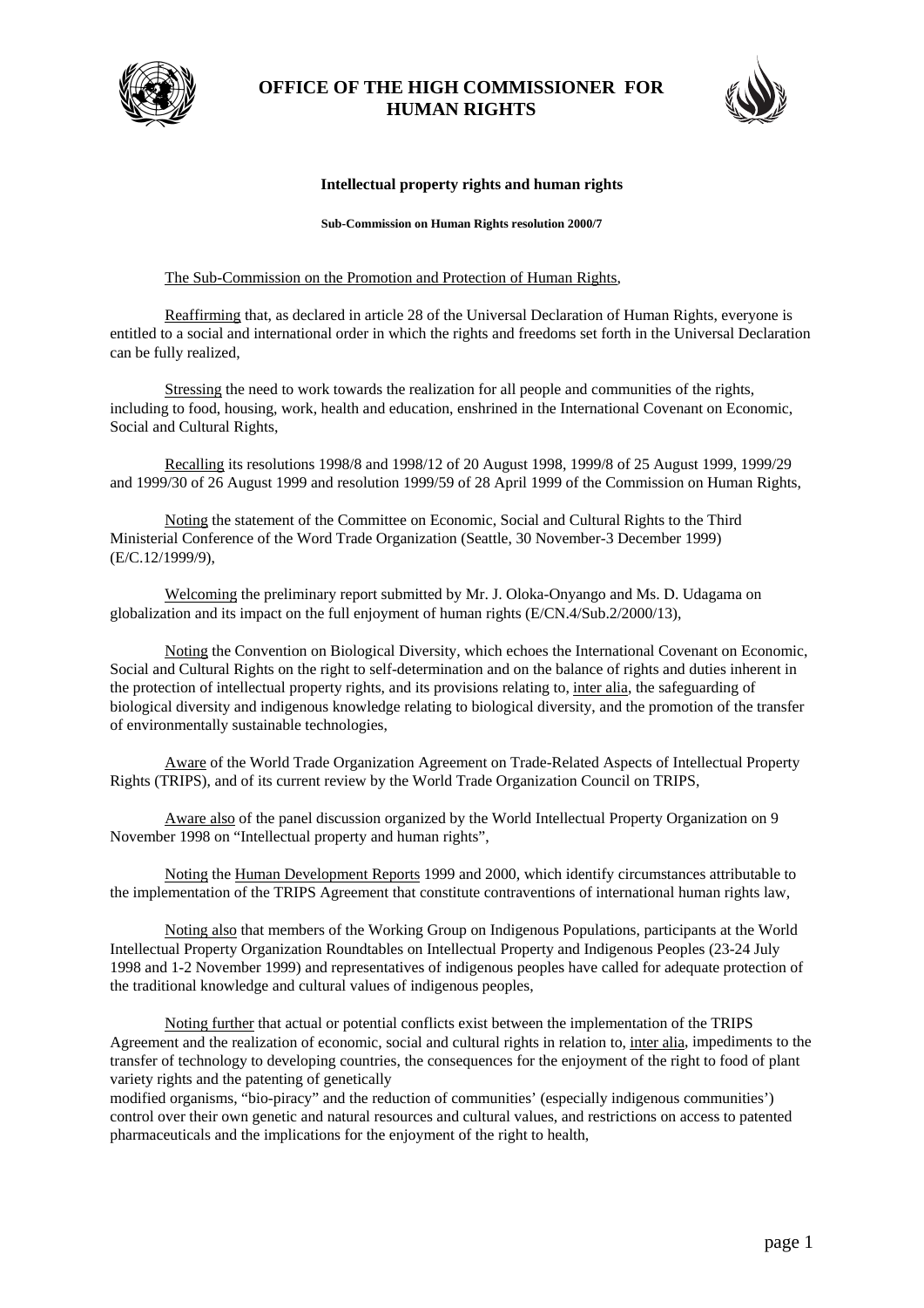# OFFICE OF THE HIGH COMMISSIONER FOR HUMAN RIGHTS

### Intellectual property rights and human rights

**Sub-Commission on Human Rights resolution 2000/7**

The Sub-Commission on the Promotion and Protection of Human Rights,

Reaffirming that, as declared in article 28 of the Universal Declaration of Human Rights, everyone is entitled to a social and international order in which the rights and freedoms set forth in the Universal Declaration can be fully realized,

Stressing the need to work towards the realization for all people and communities of the rights, including to food, housing, work, health and education, enshrined in the International Covenant on Economic, Social and Cultural Rights,

Recalling its resolutions 1998/8 and 1998/12 of 20 August 1998, 1999/8 of 25 August 1999, 1999/29 and 1999/30 of 26 August 1999 and resolution 1999/59 of 28 April 1999 of the Commission on Human Rights,

Noting the statement of the Committee on Economic, Social and Cultural Rights to the Third Ministerial Conference of the Word Trade Organization (Seattle, 30 November-3 December 1999) (E/C.12/1999/9),

Welcoming the preliminary report submitted by Mr. J. Oloka-Onyango and Ms. D. Udagama on globalization and its impact on the full enjoyment of human rights (E/CN.4/Sub.2/2000/13),

Noting the Convention on Biological Diversity, which echoes the International Covenant on Economic, Social and Cultural Rights on the right to self-determination and on the balance of rights and duties inherent in the protection of intellectual property rights, and its provisions relating to, inter alia, the safeguarding of biological diversity and indigenous knowledge relating to biological diversity, and the promotion of the transfer of environmentally sustainable technologies,

Aware of the World Trade Organization Agreement on Trade-Related Aspects of Intellectual Property Rights (TRIPS), and of its current review by the World Trade Organization Council on TRIPS,

Aware also of the panel discussion organized by the World Intellectual Property Organization on 9 November 1998 on "Intellectual property and human rights",

Noting the Human Development Reports 1999 and 2000, which identify circumstances attributable to the implementation of the TRIPS Agreement that constitute contraventions of international human rights law,

Noting also that members of the Working Group on Indigenous Populations, participants at the World Intellectual Property Organization Roundtables on Intellectual Property and Indigenous Peoples (23-24 July 1998 and 1-2 November 1999) and representatives of indigenous peoples have called for adequate protection of the traditional knowledge and cultural values of indigenous peoples,

Noting further that actual or potential conflicts exist between the implementation of the TRIPS Agreement and the realization of economic, social and cultural rights in relation to, inter alia, impediments to the transfer of technology to developing countries, the consequences for the enjoyment of the right to food of plant variety rights and the patenting of genetically modified organisms, "bio-piracy" and the reduction of communities' (especially indigenous communities') control over their own genetic and natural resources and cultural values, and restrictions on access to patented pharmaceuticals and the implications for the enjoyment of the right to health,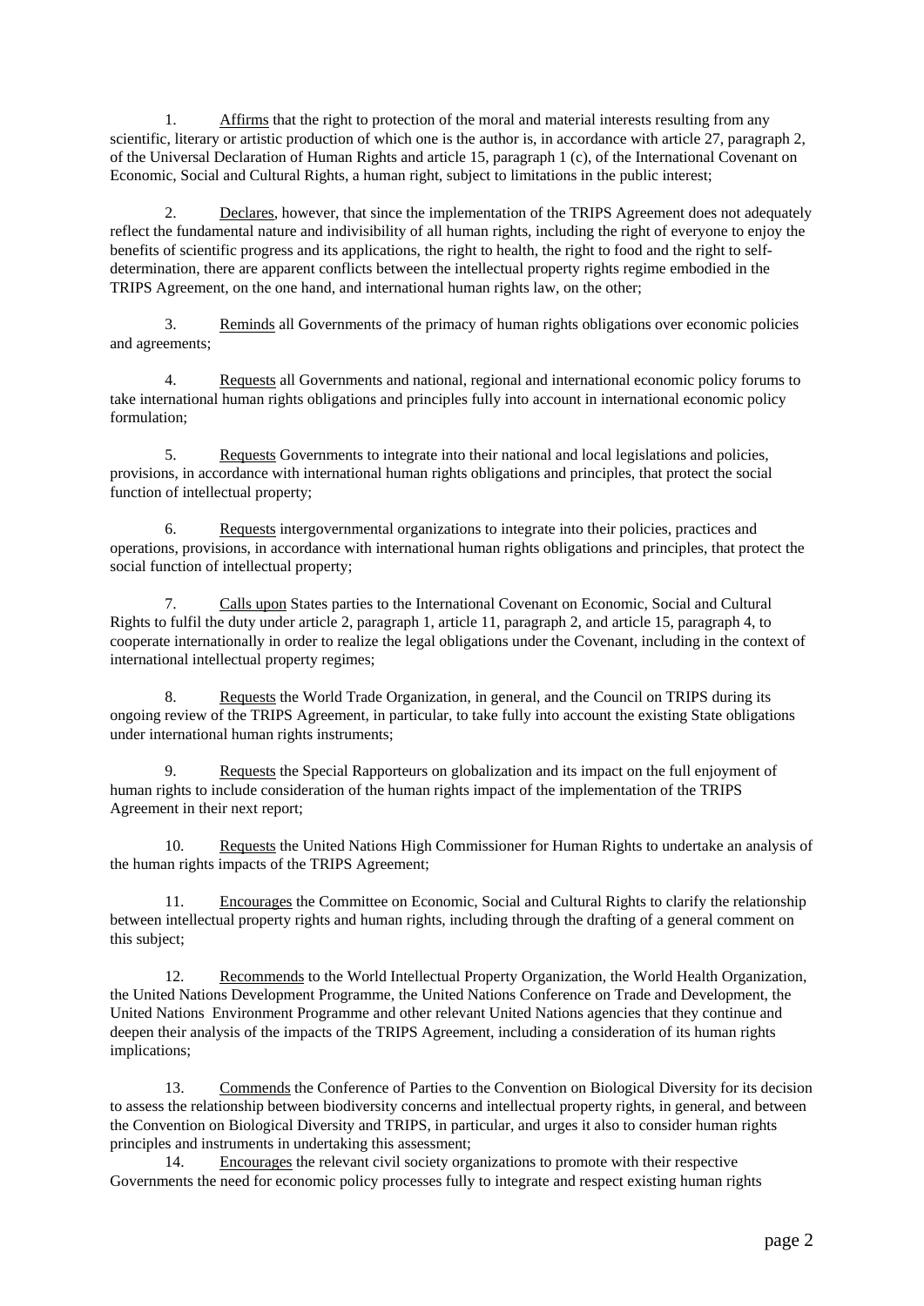1. Affirms that the right to protection of the moral and material interests resulting from any scientific, literary or artistic production of which one is the author is, in accordance with article 27, paragraph 2, of the Universal Declaration of Human Rights and article 15, paragraph 1 (c), of the International Covenant on Economic, Social and Cultural Rights, a human right, subject to limitations in the public interest;

2. Declares, however, that since the implementation of the TRIPS Agreement does not adequately reflect the fundamental nature and indivisibility of all human rights, including the right of everyone to enjoy the benefits of scientific progress and its applications, the right to health, the right to food and the right to self-determination, there are apparent conflicts between the intellectual property rights regime embodied in the TRIPS Agreement, on the one hand, and international human rights law, on the other;

3. Reminds all Governments of the primacy of human rights obligations over economic policies and agreements;

4. Requests all Governments and national, regional and international economic policy forums to take international human rights obligations and principles fully into account in international economic policy formulation;

5. Requests Governments to integrate into their national and local legislations and policies, provisions, in accordance with international human rights obligations and principles, that protect the social function of intellectual property;

6. Requests intergovernmental organizations to integrate into their policies, practices and operations, provisions, in accordance with international human rights obligations and principles, that protect the social function of intellectual property;

7. Calls upon States parties to the International Covenant on Economic, Social and Cultural Rights to fulfil the duty under article 2, paragraph 1, article 11, paragraph 2, and article 15, paragraph 4, to cooperate internationally in order to realize the legal obligations under the Covenant, including in the context of international intellectual property regimes;

8. Requests the World Trade Organization, in general, and the Council on TRIPS during its ongoing review of the TRIPS Agreement, in particular, to take fully into account the existing State obligations under international human rights instruments;

9. Requests the Special Rapporteurs on globalization and its impact on the full enjoyment of human rights to include consideration of the human rights impact of the implementation of the TRIPS Agreement in their next report;

10. Requests the United Nations High Commissioner for Human Rights to undertake an analysis of the human rights impacts of the TRIPS Agreement;

11. Encourages the Committee on Economic, Social and Cultural Rights to clarify the relationship between intellectual property rights and human rights, including through the drafting of a general comment on this subject;

12. Recommends to the World Intellectual Property Organization, the World Health Organization, the United Nations Development Programme, the United Nations Conference on Trade and Development, the United Nations Environment Programme and other relevant United Nations agencies that they continue and deepen their analysis of the impacts of the TRIPS Agreement, including a consideration of its human rights implications;

13. Commends the Conference of Parties to the Convention on Biological Diversity for its decision to assess the relationship between biodiversity concerns and intellectual property rights, in general, and between the Convention on Biological Diversity and TRIPS, in particular, and urges it also to consider human rights principles and instruments in undertaking this assessment;

14. Encourages the relevant civil society organizations to promote with their respective Governments the need for economic policy processes fully to integrate and respect existing human rights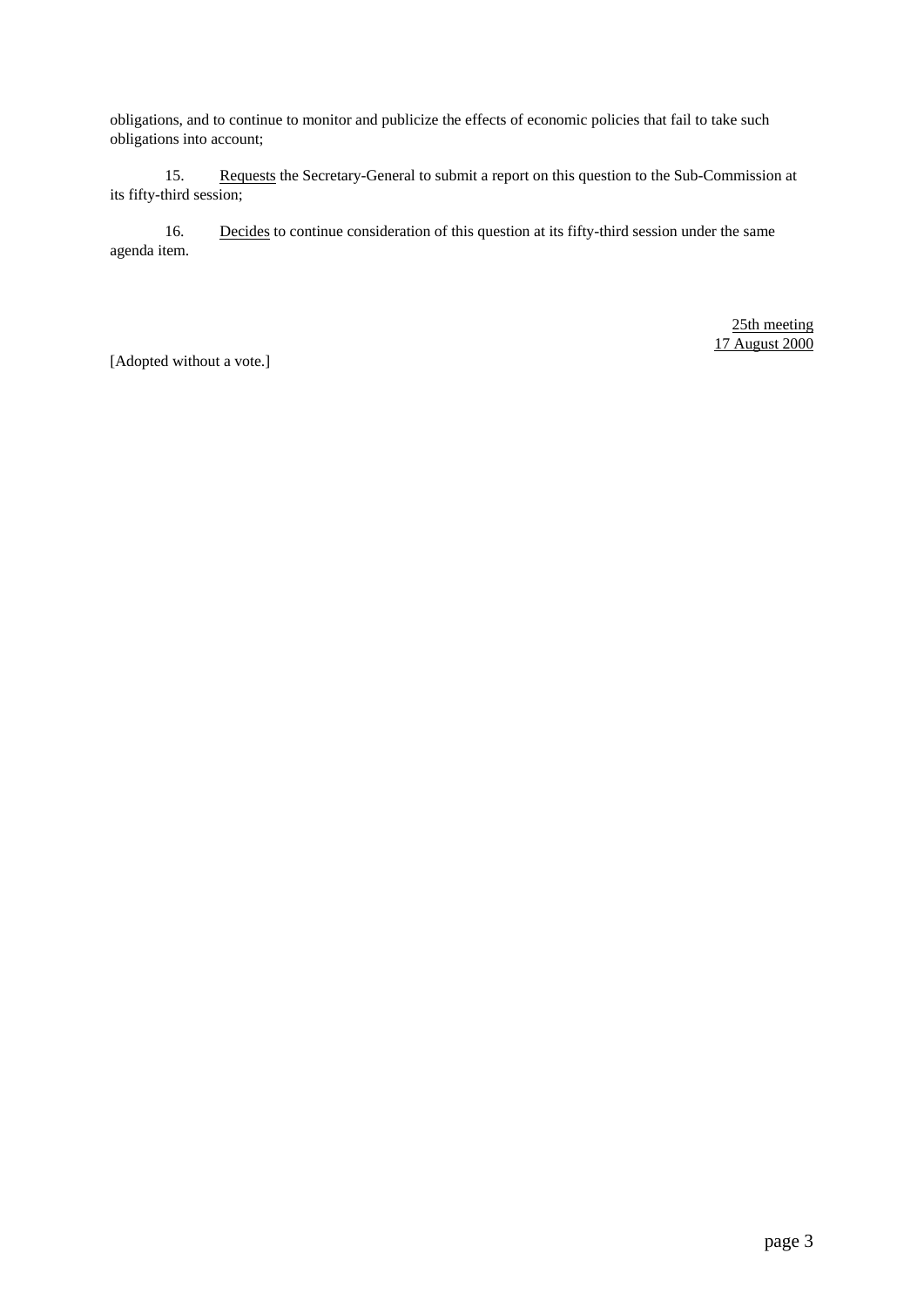obligations, and to continue to monitor and publicize the effects of economic policies that fail to take such obligations into account;

15. Requests the Secretary-General to submit a report on this question to the Sub-Commission at its fifty-third session;

16. Decides to continue consideration of this question at its fifty-third session under the same agenda item.

25th meeting
17 August 2000

[Adopted without a vote.]